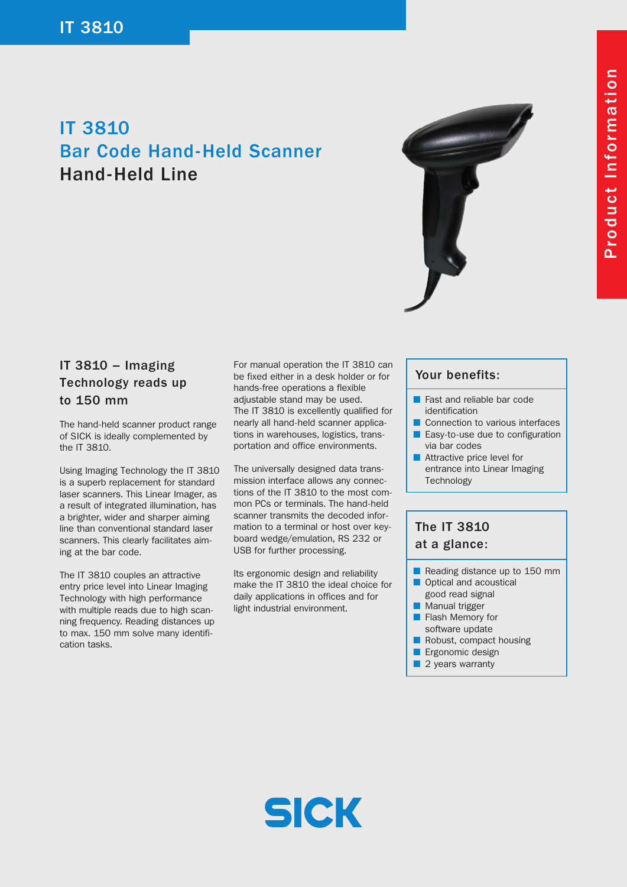# IT 3810

## Bar Code Hand-Held Scanner

## Hand-Held Line

### IT 3810 – Imaging Technology reads up to 150 mm

The hand-held scanner product range of SICK is ideally complemented by the IT 3810.

Using Imaging Technology the IT 3810 is a superb replacement for standard laser scanners. This Linear Imager, as a result of integrated illumination, has a brighter, wider and sharper aiming line than conventional standard laser scanners. This clearly facilitates aiming at the bar code.

The IT 3810 couples an attractive entry price level into Linear Imaging Technology with high performance with multiple reads due to high scanning frequency. Reading distances up to max. 150 mm solve many identification tasks.

For manual operation the IT 3810 can be fixed either in a desk holder or for hands-free operations a flexible adjustable stand may be used.
The IT 3810 is excellently qualified for nearly all hand-held scanner applications in warehouses, logistics, transportation and office environments.

The universally designed data transmission interface allows any connections of the IT 3810 to the most common PCs or terminals. The hand-held scanner transmits the decoded information to a terminal or host over keyboard wedge/emulation, RS 232 or USB for further processing.

Its ergonomic design and reliability make the IT 3810 the ideal choice for daily applications in offices and for light industrial environment.

### Your benefits:

- Fast and reliable bar code identification
- Connection to various interfaces
- Easy-to-use due to configuration via bar codes
- Attractive price level for entrance into Linear Imaging Technology

### The IT 3810 at a glance:

- Reading distance up to 150 mm
- Optical and acoustical good read signal
- Manual trigger
- Flash Memory for software update
- Robust, compact housing
- Ergonomic design
- 2 years warranty

SICK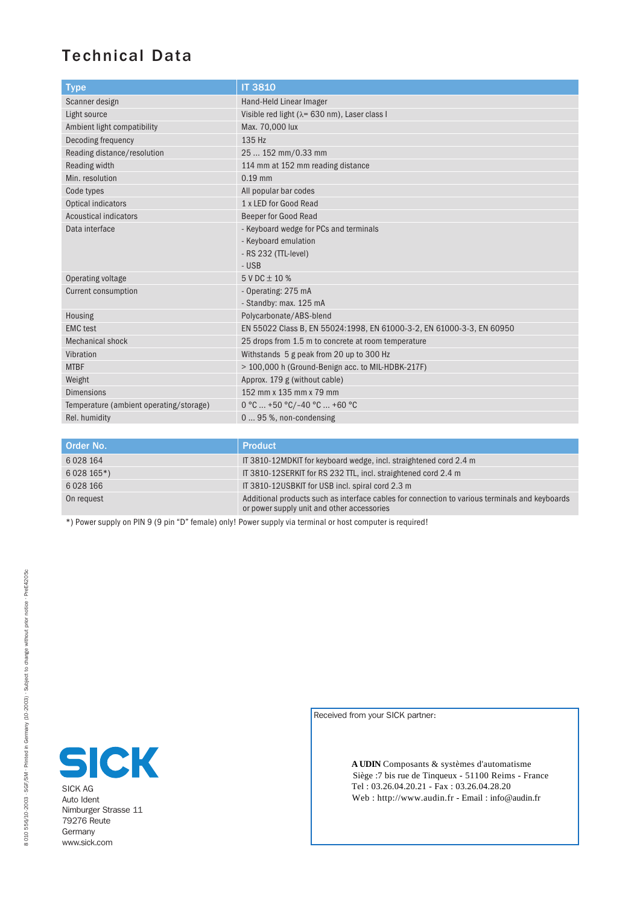# Technical Data

| Type | IT 3810 |
|---|---|
| Scanner design | Hand-Held Linear Imager |
| Light source | Visible red light (λ= 630 nm), Laser class I |
| Ambient light compatibility | Max. 70,000 lux |
| Decoding frequency | 135 Hz |
| Reading distance/resolution | 25 ... 152 mm/0.33 mm |
| Reading width | 114 mm at 152 mm reading distance |
| Min. resolution | 0.19 mm |
| Code types | All popular bar codes |
| Optical indicators | 1 x LED for Good Read |
| Acoustical indicators | Beeper for Good Read |
| Data interface | - Keyboard wedge for PCs and terminals<br>- Keyboard emulation<br>- RS 232 (TTL-level)<br>- USB |
| Operating voltage | 5 V DC ± 10 % |
| Current consumption | - Operating: 275 mA<br>- Standby: max. 125 mA |
| Housing | Polycarbonate/ABS-blend |
| EMC test | EN 55022 Class B, EN 55024:1998, EN 61000-3-2, EN 61000-3-3, EN 60950 |
| Mechanical shock | 25 drops from 1.5 m to concrete at room temperature |
| Vibration | Withstands 5 g peak from 20 up to 300 Hz |
| MTBF | > 100,000 h (Ground-Benign acc. to MIL-HDBK-217F) |
| Weight | Approx. 179 g (without cable) |
| Dimensions | 152 mm x 135 mm x 79 mm |
| Temperature (ambient operating/storage) | 0 °C ... +50 °C/–40 °C ... +60 °C |
| Rel. humidity | 0 ... 95 %, non-condensing |

| Order No. | Product |
|---|---|
| 6 028 164 | IT 3810-12MDKIT for keyboard wedge, incl. straightened cord 2.4 m |
| 6 028 165*) | IT 3810-12SERKIT for RS 232 TTL, incl. straightened cord 2.4 m |
| 6 028 166 | IT 3810-12USBKIT for USB incl. spiral cord 2.3 m |
| On request | Additional products such as interface cables for connection to various terminals and keyboards or power supply unit and other accessories |

*) Power supply on PIN 9 (9 pin "D" female) only! Power supply via terminal or host computer is required!

8 010 556/10-2003 · SGF/SM · Printed in Germany (10-2003) · Subject to change without prior notice · PreE4205c

SICK

SICK AG
Auto Ident
Nimburger Strasse 11
79276 Reute
Germany
www.sick.com

Received from your SICK partner:

**A UDIN** Composants & systèmes d'automatisme
Siège :7 bis rue de Tinqueux - 51100 Reims - France
Tel : 03.26.04.20.21 - Fax : 03.26.04.28.20
Web : http://www.audin.fr - Email : info@audin.fr